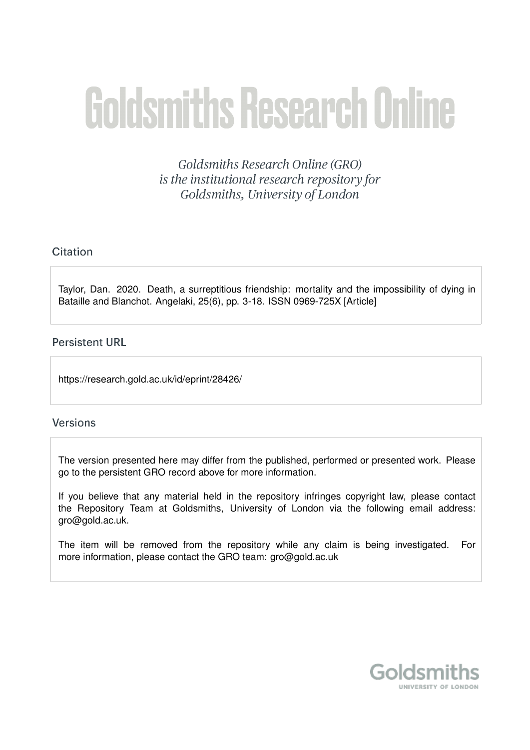# Goldsmiths Research Online

*Goldsmiths Research Online (GRO) is the institutional research repository for Goldsmiths, University of London*

## Citation

Taylor, Dan. 2020. Death, a surreptitious friendship: mortality and the impossibility of dying in Bataille and Blanchot. Angelaki, 25(6), pp. 3-18. ISSN 0969-725X [Article]

## Persistent URL

https://research.gold.ac.uk/id/eprint/28426/

## Versions

The version presented here may differ from the published, performed or presented work. Please go to the persistent GRO record above for more information.

If you believe that any material held in the repository infringes copyright law, please contact the Repository Team at Goldsmiths, University of London via the following email address: gro@gold.ac.uk.

The item will be removed from the repository while any claim is being investigated. For more information, please contact the GRO team: gro@gold.ac.uk

Goldsmiths
UNIVERSITY OF LONDON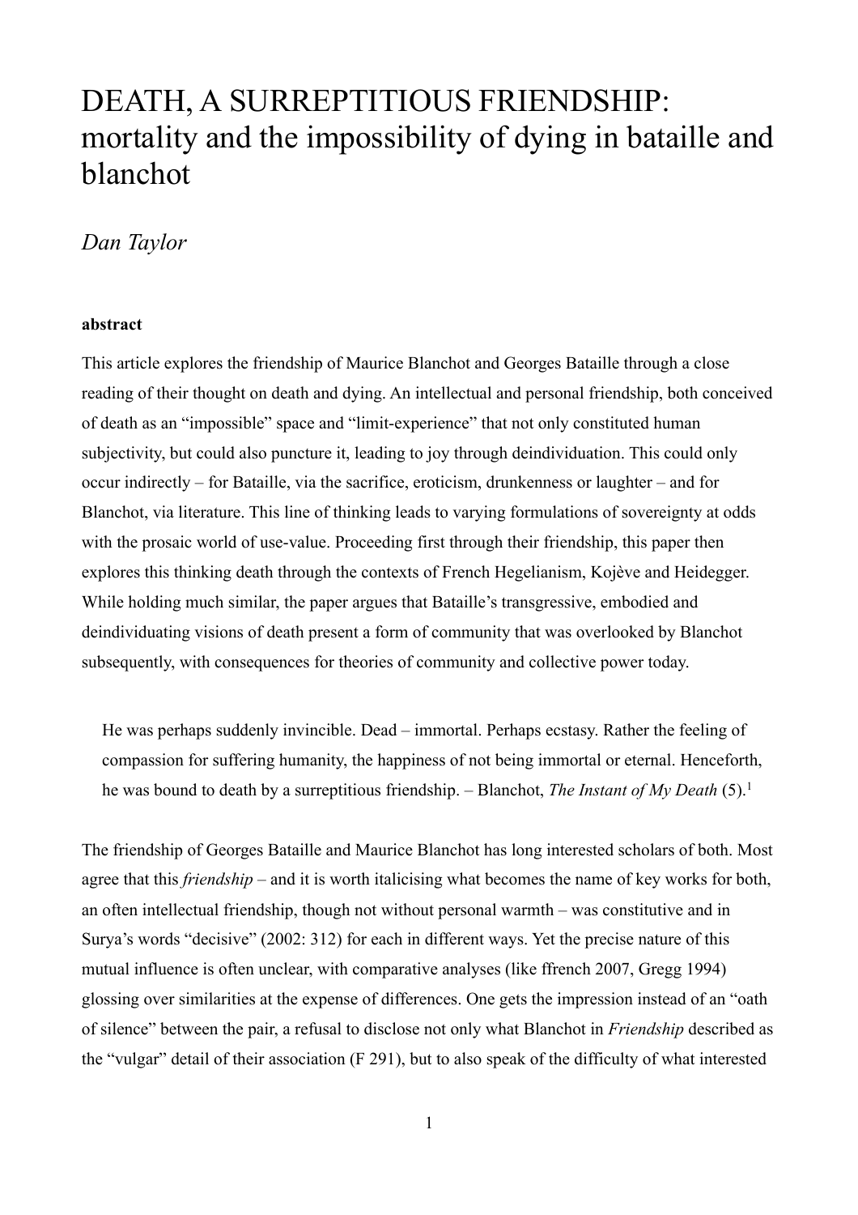# DEATH, A SURREPTITIOUS FRIENDSHIP: mortality and the impossibility of dying in bataille and blanchot

*Dan Taylor*

**abstract**

This article explores the friendship of Maurice Blanchot and Georges Bataille through a close reading of their thought on death and dying. An intellectual and personal friendship, both conceived of death as an "impossible" space and "limit-experience" that not only constituted human subjectivity, but could also puncture it, leading to joy through deindividuation. This could only occur indirectly – for Bataille, via the sacrifice, eroticism, drunkenness or laughter – and for Blanchot, via literature. This line of thinking leads to varying formulations of sovereignty at odds with the prosaic world of use-value. Proceeding first through their friendship, this paper then explores this thinking death through the contexts of French Hegelianism, Kojève and Heidegger. While holding much similar, the paper argues that Bataille's transgressive, embodied and deindividuating visions of death present a form of community that was overlooked by Blanchot subsequently, with consequences for theories of community and collective power today.

> He was perhaps suddenly invincible. Dead – immortal. Perhaps ecstasy. Rather the feeling of compassion for suffering humanity, the happiness of not being immortal or eternal. Henceforth, he was bound to death by a surreptitious friendship. – Blanchot, *The Instant of My Death* (5).[1]

The friendship of Georges Bataille and Maurice Blanchot has long interested scholars of both. Most agree that this *friendship* – and it is worth italicising what becomes the name of key works for both, an often intellectual friendship, though not without personal warmth – was constitutive and in Surya's words "decisive" (2002: 312) for each in different ways. Yet the precise nature of this mutual influence is often unclear, with comparative analyses (like ffrench 2007, Gregg 1994) glossing over similarities at the expense of differences. One gets the impression instead of an "oath of silence" between the pair, a refusal to disclose not only what Blanchot in *Friendship* described as the "vulgar" detail of their association (F 291), but to also speak of the difficulty of what interested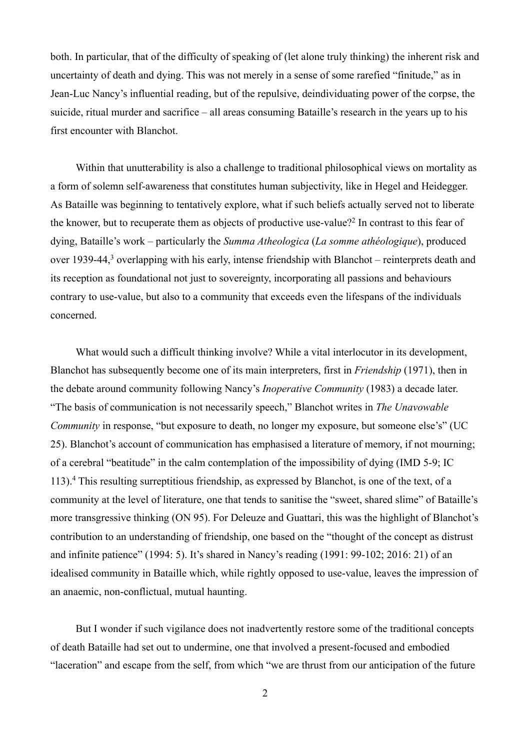both. In particular, that of the difficulty of speaking of (let alone truly thinking) the inherent risk and uncertainty of death and dying. This was not merely in a sense of some rarefied "finitude," as in Jean-Luc Nancy's influential reading, but of the repulsive, deindividuating power of the corpse, the suicide, ritual murder and sacrifice – all areas consuming Bataille's research in the years up to his first encounter with Blanchot.

Within that unutterability is also a challenge to traditional philosophical views on mortality as a form of solemn self-awareness that constitutes human subjectivity, like in Hegel and Heidegger. As Bataille was beginning to tentatively explore, what if such beliefs actually served not to liberate the knower, but to recuperate them as objects of productive use-value?[2] In contrast to this fear of dying, Bataille's work – particularly the *Summa Atheologica* (*La somme athéologique*), produced over 1939-44,[3] overlapping with his early, intense friendship with Blanchot – reinterprets death and its reception as foundational not just to sovereignty, incorporating all passions and behaviours contrary to use-value, but also to a community that exceeds even the lifespans of the individuals concerned.

What would such a difficult thinking involve? While a vital interlocutor in its development, Blanchot has subsequently become one of its main interpreters, first in *Friendship* (1971), then in the debate around community following Nancy's *Inoperative Community* (1983) a decade later. "The basis of communication is not necessarily speech," Blanchot writes in *The Unavowable Community* in response, "but exposure to death, no longer my exposure, but someone else's" (UC 25). Blanchot's account of communication has emphasised a literature of memory, if not mourning; of a cerebral "beatitude" in the calm contemplation of the impossibility of dying (IMD 5-9; IC 113).[4] This resulting surreptitious friendship, as expressed by Blanchot, is one of the text, of a community at the level of literature, one that tends to sanitise the "sweet, shared slime" of Bataille's more transgressive thinking (ON 95). For Deleuze and Guattari, this was the highlight of Blanchot's contribution to an understanding of friendship, one based on the "thought of the concept as distrust and infinite patience" (1994: 5). It's shared in Nancy's reading (1991: 99-102; 2016: 21) of an idealised community in Bataille which, while rightly opposed to use-value, leaves the impression of an anaemic, non-conflictual, mutual haunting.

But I wonder if such vigilance does not inadvertently restore some of the traditional concepts of death Bataille had set out to undermine, one that involved a present-focused and embodied "laceration" and escape from the self, from which "we are thrust from our anticipation of the future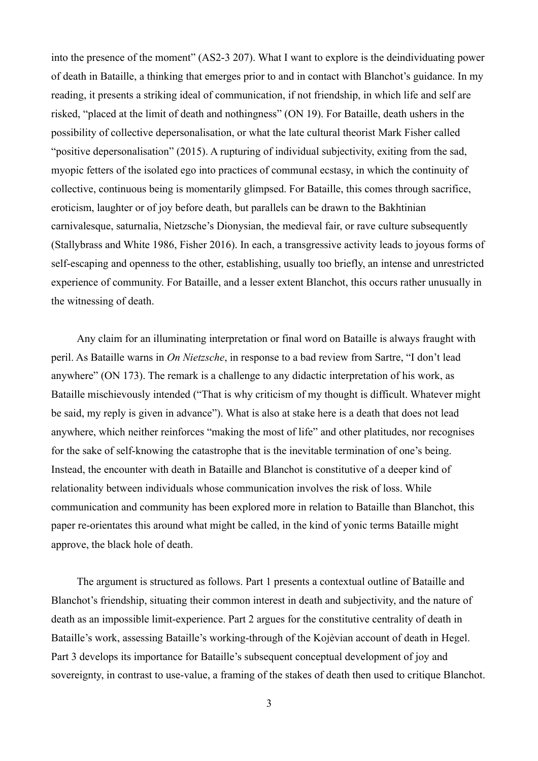into the presence of the moment" (AS2-3 207). What I want to explore is the deindividuating power of death in Bataille, a thinking that emerges prior to and in contact with Blanchot's guidance. In my reading, it presents a striking ideal of communication, if not friendship, in which life and self are risked, "placed at the limit of death and nothingness" (ON 19). For Bataille, death ushers in the possibility of collective depersonalisation, or what the late cultural theorist Mark Fisher called "positive depersonalisation" (2015). A rupturing of individual subjectivity, exiting from the sad, myopic fetters of the isolated ego into practices of communal ecstasy, in which the continuity of collective, continuous being is momentarily glimpsed. For Bataille, this comes through sacrifice, eroticism, laughter or of joy before death, but parallels can be drawn to the Bakhtinian carnivalesque, saturnalia, Nietzsche's Dionysian, the medieval fair, or rave culture subsequently (Stallybrass and White 1986, Fisher 2016). In each, a transgressive activity leads to joyous forms of self-escaping and openness to the other, establishing, usually too briefly, an intense and unrestricted experience of community. For Bataille, and a lesser extent Blanchot, this occurs rather unusually in the witnessing of death.

Any claim for an illuminating interpretation or final word on Bataille is always fraught with peril. As Bataille warns in *On Nietzsche*, in response to a bad review from Sartre, "I don't lead anywhere" (ON 173). The remark is a challenge to any didactic interpretation of his work, as Bataille mischievously intended ("That is why criticism of my thought is difficult. Whatever might be said, my reply is given in advance"). What is also at stake here is a death that does not lead anywhere, which neither reinforces "making the most of life" and other platitudes, nor recognises for the sake of self-knowing the catastrophe that is the inevitable termination of one's being. Instead, the encounter with death in Bataille and Blanchot is constitutive of a deeper kind of relationality between individuals whose communication involves the risk of loss. While communication and community has been explored more in relation to Bataille than Blanchot, this paper re-orientates this around what might be called, in the kind of yonic terms Bataille might approve, the black hole of death.

The argument is structured as follows. Part 1 presents a contextual outline of Bataille and Blanchot's friendship, situating their common interest in death and subjectivity, and the nature of death as an impossible limit-experience. Part 2 argues for the constitutive centrality of death in Bataille's work, assessing Bataille's working-through of the Kojèvian account of death in Hegel. Part 3 develops its importance for Bataille's subsequent conceptual development of joy and sovereignty, in contrast to use-value, a framing of the stakes of death then used to critique Blanchot.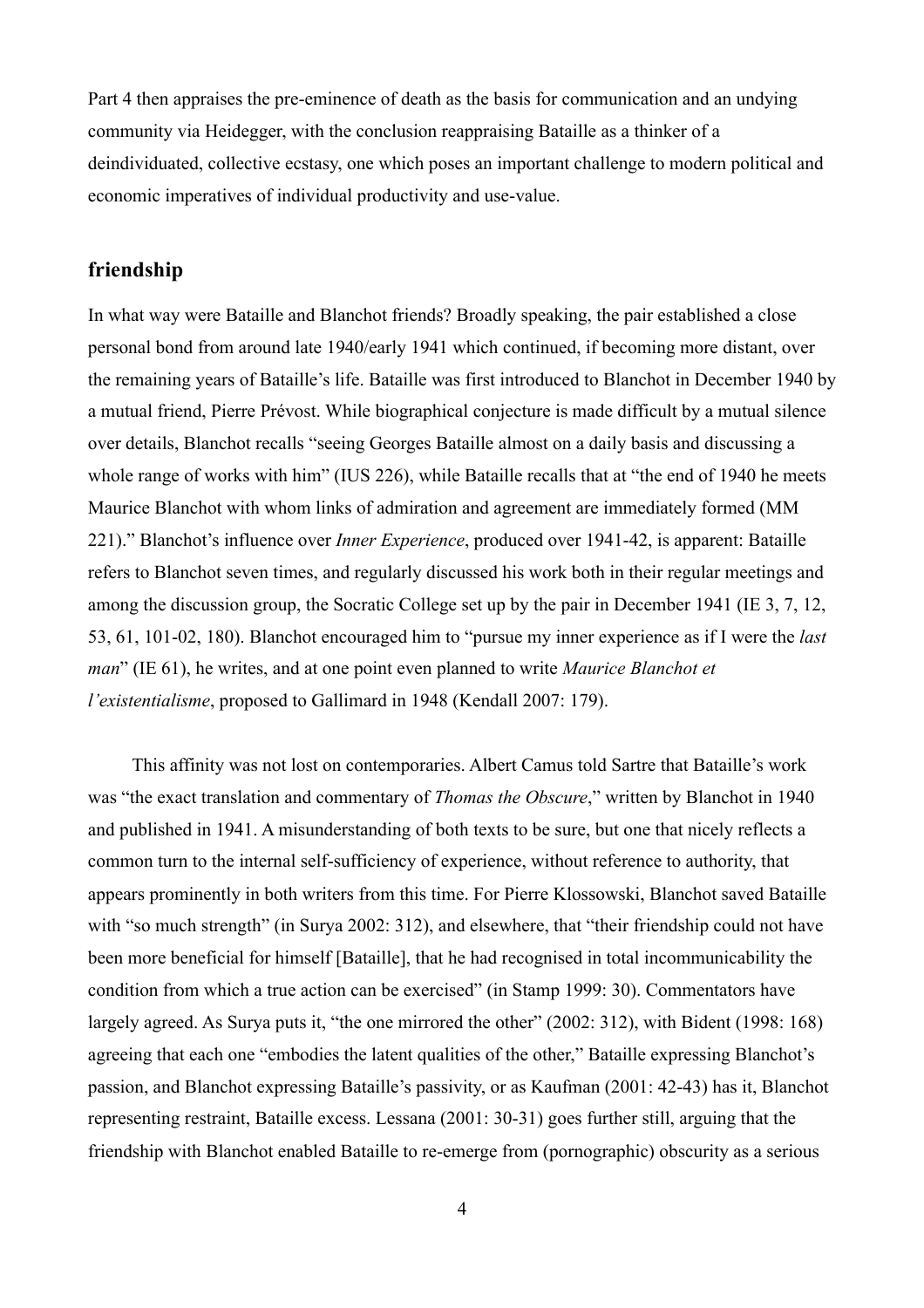Part 4 then appraises the pre-eminence of death as the basis for communication and an undying community via Heidegger, with the conclusion reappraising Bataille as a thinker of a deindividuated, collective ecstasy, one which poses an important challenge to modern political and economic imperatives of individual productivity and use-value.

## friendship

In what way were Bataille and Blanchot friends? Broadly speaking, the pair established a close personal bond from around late 1940/early 1941 which continued, if becoming more distant, over the remaining years of Bataille's life. Bataille was first introduced to Blanchot in December 1940 by a mutual friend, Pierre Prévost. While biographical conjecture is made difficult by a mutual silence over details, Blanchot recalls "seeing Georges Bataille almost on a daily basis and discussing a whole range of works with him" (IUS 226), while Bataille recalls that at "the end of 1940 he meets Maurice Blanchot with whom links of admiration and agreement are immediately formed (MM 221)." Blanchot's influence over *Inner Experience*, produced over 1941-42, is apparent: Bataille refers to Blanchot seven times, and regularly discussed his work both in their regular meetings and among the discussion group, the Socratic College set up by the pair in December 1941 (IE 3, 7, 12, 53, 61, 101-02, 180). Blanchot encouraged him to "pursue my inner experience as if I were the *last man*" (IE 61), he writes, and at one point even planned to write *Maurice Blanchot et l'existentialisme*, proposed to Gallimard in 1948 (Kendall 2007: 179).

This affinity was not lost on contemporaries. Albert Camus told Sartre that Bataille's work was "the exact translation and commentary of *Thomas the Obscure*," written by Blanchot in 1940 and published in 1941. A misunderstanding of both texts to be sure, but one that nicely reflects a common turn to the internal self-sufficiency of experience, without reference to authority, that appears prominently in both writers from this time. For Pierre Klossowski, Blanchot saved Bataille with "so much strength" (in Surya 2002: 312), and elsewhere, that "their friendship could not have been more beneficial for himself [Bataille], that he had recognised in total incommunicability the condition from which a true action can be exercised" (in Stamp 1999: 30). Commentators have largely agreed. As Surya puts it, "the one mirrored the other" (2002: 312), with Bident (1998: 168) agreeing that each one "embodies the latent qualities of the other," Bataille expressing Blanchot's passion, and Blanchot expressing Bataille's passivity, or as Kaufman (2001: 42-43) has it, Blanchot representing restraint, Bataille excess. Lessana (2001: 30-31) goes further still, arguing that the friendship with Blanchot enabled Bataille to re-emerge from (pornographic) obscurity as a serious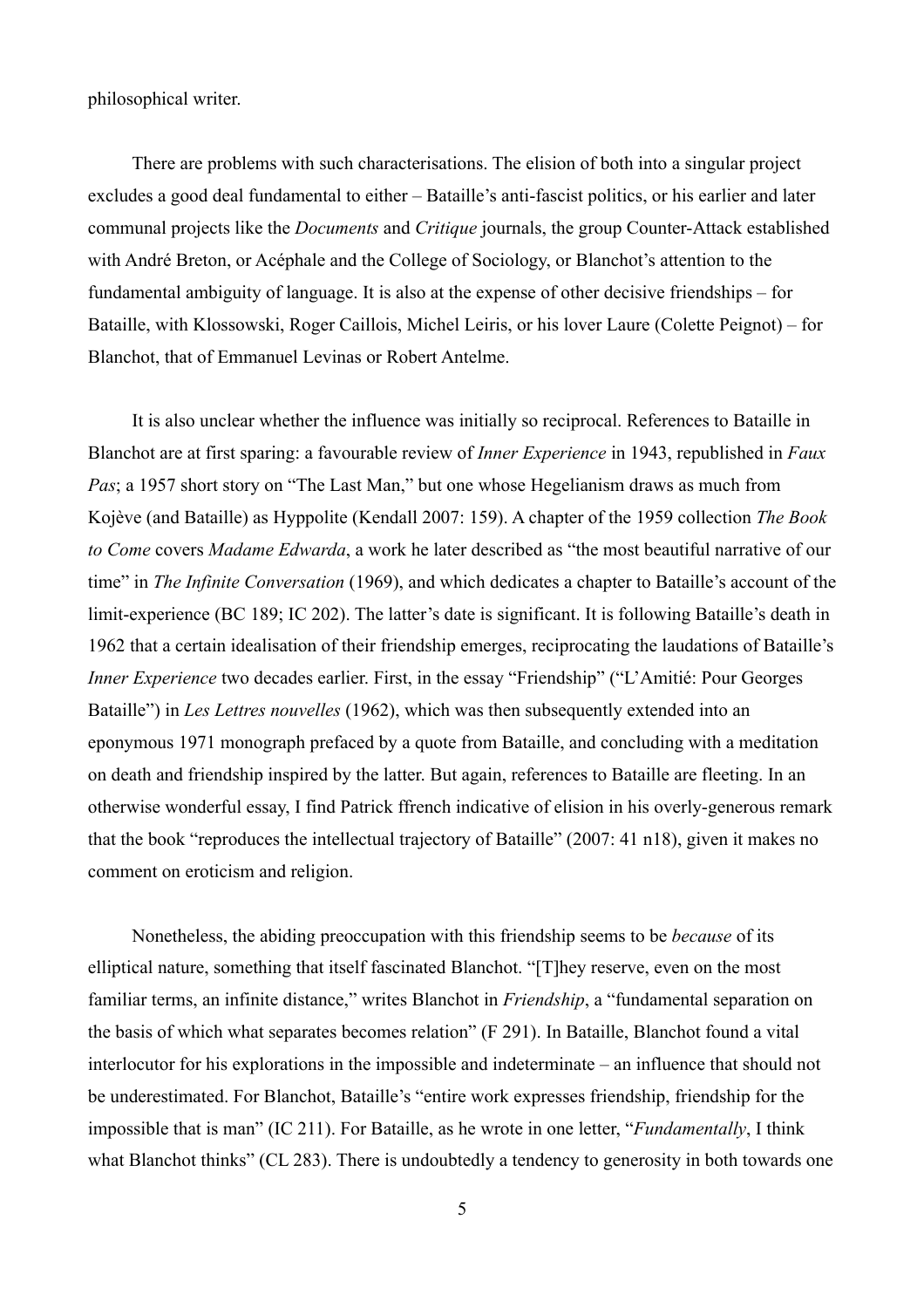philosophical writer.

There are problems with such characterisations. The elision of both into a singular project excludes a good deal fundamental to either – Bataille's anti-fascist politics, or his earlier and later communal projects like the *Documents* and *Critique* journals, the group Counter-Attack established with André Breton, or Acéphale and the College of Sociology, or Blanchot's attention to the fundamental ambiguity of language. It is also at the expense of other decisive friendships – for Bataille, with Klossowski, Roger Caillois, Michel Leiris, or his lover Laure (Colette Peignot) – for Blanchot, that of Emmanuel Levinas or Robert Antelme.

It is also unclear whether the influence was initially so reciprocal. References to Bataille in Blanchot are at first sparing: a favourable review of *Inner Experience* in 1943, republished in *Faux Pas*; a 1957 short story on "The Last Man," but one whose Hegelianism draws as much from Kojève (and Bataille) as Hyppolite (Kendall 2007: 159). A chapter of the 1959 collection *The Book to Come* covers *Madame Edwarda*, a work he later described as "the most beautiful narrative of our time" in *The Infinite Conversation* (1969), and which dedicates a chapter to Bataille's account of the limit-experience (BC 189; IC 202). The latter's date is significant. It is following Bataille's death in 1962 that a certain idealisation of their friendship emerges, reciprocating the laudations of Bataille's *Inner Experience* two decades earlier. First, in the essay "Friendship" ("L'Amitié: Pour Georges Bataille") in *Les Lettres nouvelles* (1962), which was then subsequently extended into an eponymous 1971 monograph prefaced by a quote from Bataille, and concluding with a meditation on death and friendship inspired by the latter. But again, references to Bataille are fleeting. In an otherwise wonderful essay, I find Patrick ffrench indicative of elision in his overly-generous remark that the book "reproduces the intellectual trajectory of Bataille" (2007: 41 n18), given it makes no comment on eroticism and religion.

Nonetheless, the abiding preoccupation with this friendship seems to be *because* of its elliptical nature, something that itself fascinated Blanchot. "[T]hey reserve, even on the most familiar terms, an infinite distance," writes Blanchot in *Friendship*, a "fundamental separation on the basis of which what separates becomes relation" (F 291). In Bataille, Blanchot found a vital interlocutor for his explorations in the impossible and indeterminate – an influence that should not be underestimated. For Blanchot, Bataille's "entire work expresses friendship, friendship for the impossible that is man" (IC 211). For Bataille, as he wrote in one letter, "*Fundamentally*, I think what Blanchot thinks" (CL 283). There is undoubtedly a tendency to generosity in both towards one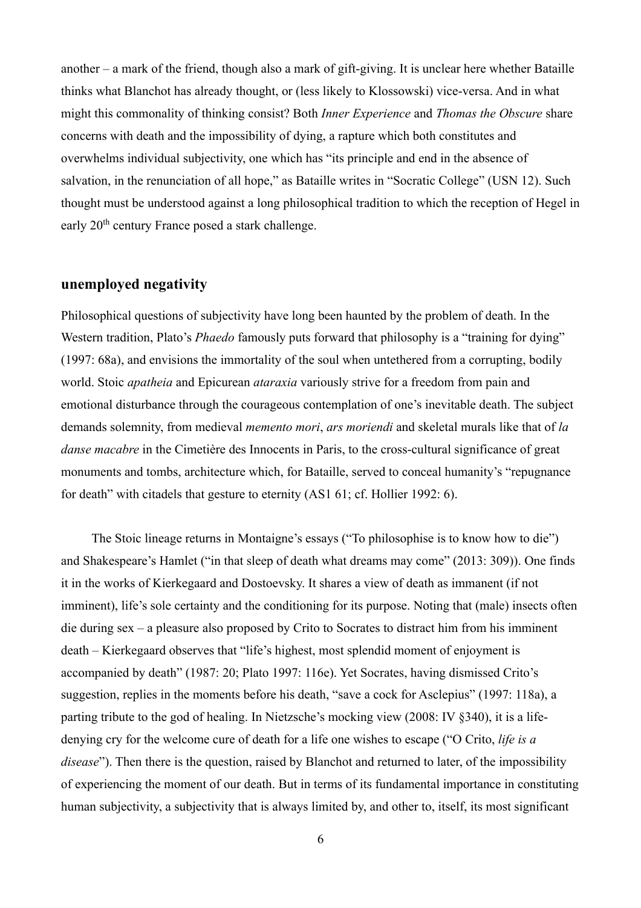another – a mark of the friend, though also a mark of gift-giving. It is unclear here whether Bataille thinks what Blanchot has already thought, or (less likely to Klossowski) vice-versa. And in what might this commonality of thinking consist? Both *Inner Experience* and *Thomas the Obscure* share concerns with death and the impossibility of dying, a rapture which both constitutes and overwhelms individual subjectivity, one which has "its principle and end in the absence of salvation, in the renunciation of all hope," as Bataille writes in "Socratic College" (USN 12). Such thought must be understood against a long philosophical tradition to which the reception of Hegel in early 20th century France posed a stark challenge.

## unemployed negativity

Philosophical questions of subjectivity have long been haunted by the problem of death. In the Western tradition, Plato's *Phaedo* famously puts forward that philosophy is a "training for dying" (1997: 68a), and envisions the immortality of the soul when untethered from a corrupting, bodily world. Stoic *apatheia* and Epicurean *ataraxia* variously strive for a freedom from pain and emotional disturbance through the courageous contemplation of one's inevitable death. The subject demands solemnity, from medieval *memento mori*, *ars moriendi* and skeletal murals like that of *la danse macabre* in the Cimetière des Innocents in Paris, to the cross-cultural significance of great monuments and tombs, architecture which, for Bataille, served to conceal humanity's "repugnance for death" with citadels that gesture to eternity (AS1 61; cf. Hollier 1992: 6).

The Stoic lineage returns in Montaigne's essays ("To philosophise is to know how to die") and Shakespeare's Hamlet ("in that sleep of death what dreams may come" (2013: 309)). One finds it in the works of Kierkegaard and Dostoevsky. It shares a view of death as immanent (if not imminent), life's sole certainty and the conditioning for its purpose. Noting that (male) insects often die during sex – a pleasure also proposed by Crito to Socrates to distract him from his imminent death – Kierkegaard observes that "life's highest, most splendid moment of enjoyment is accompanied by death" (1987: 20; Plato 1997: 116e). Yet Socrates, having dismissed Crito's suggestion, replies in the moments before his death, "save a cock for Asclepius" (1997: 118a), a parting tribute to the god of healing. In Nietzsche's mocking view (2008: IV §340), it is a life-denying cry for the welcome cure of death for a life one wishes to escape ("O Crito, *life is a disease*"). Then there is the question, raised by Blanchot and returned to later, of the impossibility of experiencing the moment of our death. But in terms of its fundamental importance in constituting human subjectivity, a subjectivity that is always limited by, and other to, itself, its most significant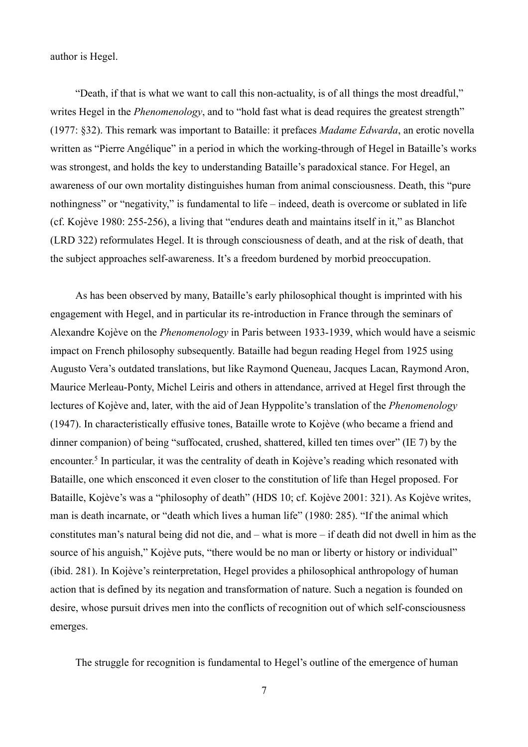author is Hegel.

"Death, if that is what we want to call this non-actuality, is of all things the most dreadful," writes Hegel in the *Phenomenology*, and to "hold fast what is dead requires the greatest strength" (1977: §32). This remark was important to Bataille: it prefaces *Madame Edwarda*, an erotic novella written as "Pierre Angélique" in a period in which the working-through of Hegel in Bataille's works was strongest, and holds the key to understanding Bataille's paradoxical stance. For Hegel, an awareness of our own mortality distinguishes human from animal consciousness. Death, this "pure nothingness" or "negativity," is fundamental to life – indeed, death is overcome or sublated in life (cf. Kojève 1980: 255-256), a living that "endures death and maintains itself in it," as Blanchot (LRD 322) reformulates Hegel. It is through consciousness of death, and at the risk of death, that the subject approaches self-awareness. It's a freedom burdened by morbid preoccupation.

As has been observed by many, Bataille's early philosophical thought is imprinted with his engagement with Hegel, and in particular its re-introduction in France through the seminars of Alexandre Kojève on the *Phenomenology* in Paris between 1933-1939, which would have a seismic impact on French philosophy subsequently. Bataille had begun reading Hegel from 1925 using Augusto Vera's outdated translations, but like Raymond Queneau, Jacques Lacan, Raymond Aron, Maurice Merleau-Ponty, Michel Leiris and others in attendance, arrived at Hegel first through the lectures of Kojève and, later, with the aid of Jean Hyppolite's translation of the *Phenomenology* (1947). In characteristically effusive tones, Bataille wrote to Kojève (who became a friend and dinner companion) of being "suffocated, crushed, shattered, killed ten times over" (IE 7) by the encounter.[5] In particular, it was the centrality of death in Kojève's reading which resonated with Bataille, one which ensconced it even closer to the constitution of life than Hegel proposed. For Bataille, Kojève's was a "philosophy of death" (HDS 10; cf. Kojève 2001: 321). As Kojève writes, man is death incarnate, or "death which lives a human life" (1980: 285). "If the animal which constitutes man's natural being did not die, and – what is more – if death did not dwell in him as the source of his anguish," Kojève puts, "there would be no man or liberty or history or individual" (ibid. 281). In Kojève's reinterpretation, Hegel provides a philosophical anthropology of human action that is defined by its negation and transformation of nature. Such a negation is founded on desire, whose pursuit drives men into the conflicts of recognition out of which self-consciousness emerges.

The struggle for recognition is fundamental to Hegel's outline of the emergence of human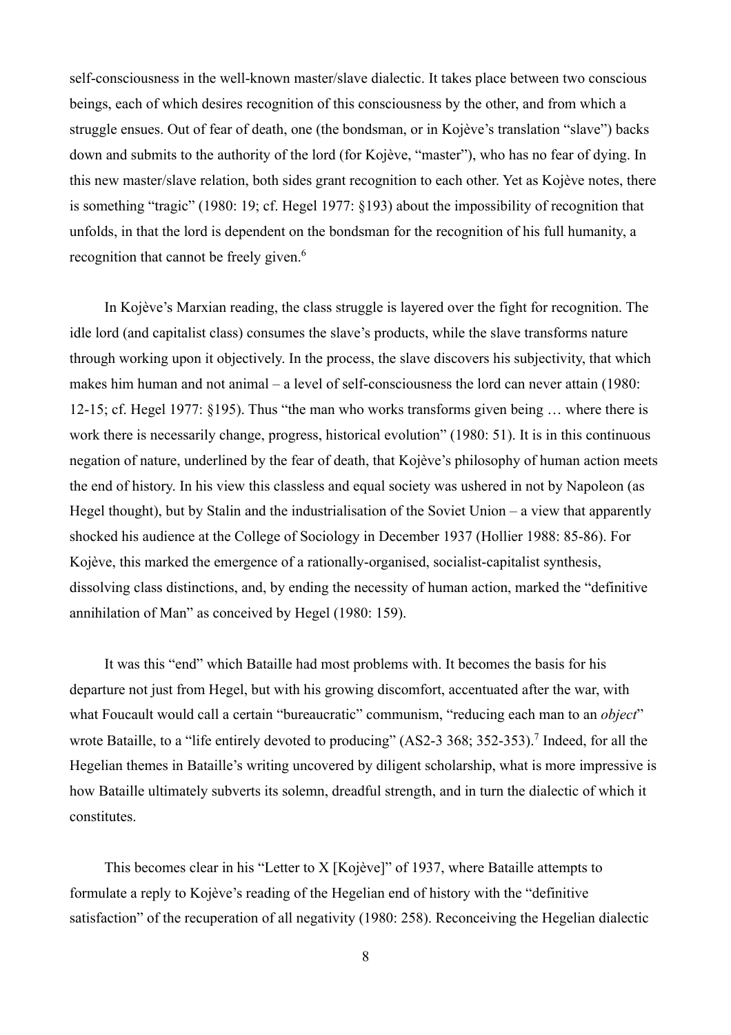self-consciousness in the well-known master/slave dialectic. It takes place between two conscious beings, each of which desires recognition of this consciousness by the other, and from which a struggle ensues. Out of fear of death, one (the bondsman, or in Kojève's translation "slave") backs down and submits to the authority of the lord (for Kojève, "master"), who has no fear of dying. In this new master/slave relation, both sides grant recognition to each other. Yet as Kojève notes, there is something "tragic" (1980: 19; cf. Hegel 1977: §193) about the impossibility of recognition that unfolds, in that the lord is dependent on the bondsman for the recognition of his full humanity, a recognition that cannot be freely given.[6]

In Kojève's Marxian reading, the class struggle is layered over the fight for recognition. The idle lord (and capitalist class) consumes the slave's products, while the slave transforms nature through working upon it objectively. In the process, the slave discovers his subjectivity, that which makes him human and not animal – a level of self-consciousness the lord can never attain (1980: 12-15; cf. Hegel 1977: §195). Thus "the man who works transforms given being … where there is work there is necessarily change, progress, historical evolution" (1980: 51). It is in this continuous negation of nature, underlined by the fear of death, that Kojève's philosophy of human action meets the end of history. In his view this classless and equal society was ushered in not by Napoleon (as Hegel thought), but by Stalin and the industrialisation of the Soviet Union – a view that apparently shocked his audience at the College of Sociology in December 1937 (Hollier 1988: 85-86). For Kojève, this marked the emergence of a rationally-organised, socialist-capitalist synthesis, dissolving class distinctions, and, by ending the necessity of human action, marked the "definitive annihilation of Man" as conceived by Hegel (1980: 159).

It was this "end" which Bataille had most problems with. It becomes the basis for his departure not just from Hegel, but with his growing discomfort, accentuated after the war, with what Foucault would call a certain "bureaucratic" communism, "reducing each man to an *object*" wrote Bataille, to a "life entirely devoted to producing" (AS2-3 368; 352-353).[7] Indeed, for all the Hegelian themes in Bataille's writing uncovered by diligent scholarship, what is more impressive is how Bataille ultimately subverts its solemn, dreadful strength, and in turn the dialectic of which it constitutes.

This becomes clear in his "Letter to X [Kojève]" of 1937, where Bataille attempts to formulate a reply to Kojève's reading of the Hegelian end of history with the "definitive satisfaction" of the recuperation of all negativity (1980: 258). Reconceiving the Hegelian dialectic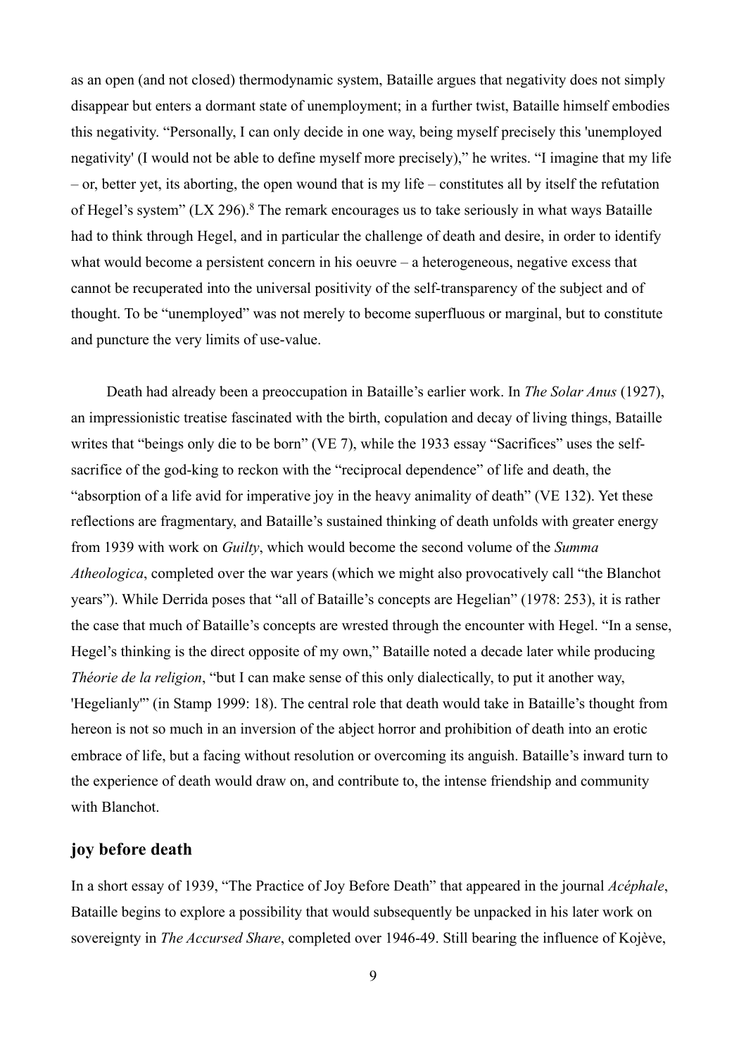as an open (and not closed) thermodynamic system, Bataille argues that negativity does not simply disappear but enters a dormant state of unemployment; in a further twist, Bataille himself embodies this negativity. "Personally, I can only decide in one way, being myself precisely this 'unemployed negativity' (I would not be able to define myself more precisely)," he writes. "I imagine that my life – or, better yet, its aborting, the open wound that is my life – constitutes all by itself the refutation of Hegel's system" (LX 296).[8] The remark encourages us to take seriously in what ways Bataille had to think through Hegel, and in particular the challenge of death and desire, in order to identify what would become a persistent concern in his oeuvre – a heterogeneous, negative excess that cannot be recuperated into the universal positivity of the self-transparency of the subject and of thought. To be "unemployed" was not merely to become superfluous or marginal, but to constitute and puncture the very limits of use-value.

Death had already been a preoccupation in Bataille's earlier work. In *The Solar Anus* (1927), an impressionistic treatise fascinated with the birth, copulation and decay of living things, Bataille writes that "beings only die to be born" (VE 7), while the 1933 essay "Sacrifices" uses the self-sacrifice of the god-king to reckon with the "reciprocal dependence" of life and death, the "absorption of a life avid for imperative joy in the heavy animality of death" (VE 132). Yet these reflections are fragmentary, and Bataille's sustained thinking of death unfolds with greater energy from 1939 with work on *Guilty*, which would become the second volume of the *Summa Atheologica*, completed over the war years (which we might also provocatively call "the Blanchot years"). While Derrida poses that "all of Bataille's concepts are Hegelian" (1978: 253), it is rather the case that much of Bataille's concepts are wrested through the encounter with Hegel. "In a sense, Hegel's thinking is the direct opposite of my own," Bataille noted a decade later while producing *Théorie de la religion*, "but I can make sense of this only dialectically, to put it another way, 'Hegelianly'" (in Stamp 1999: 18). The central role that death would take in Bataille's thought from hereon is not so much in an inversion of the abject horror and prohibition of death into an erotic embrace of life, but a facing without resolution or overcoming its anguish. Bataille's inward turn to the experience of death would draw on, and contribute to, the intense friendship and community with Blanchot.

## joy before death

In a short essay of 1939, "The Practice of Joy Before Death" that appeared in the journal *Acéphale*, Bataille begins to explore a possibility that would subsequently be unpacked in his later work on sovereignty in *The Accursed Share*, completed over 1946-49. Still bearing the influence of Kojève,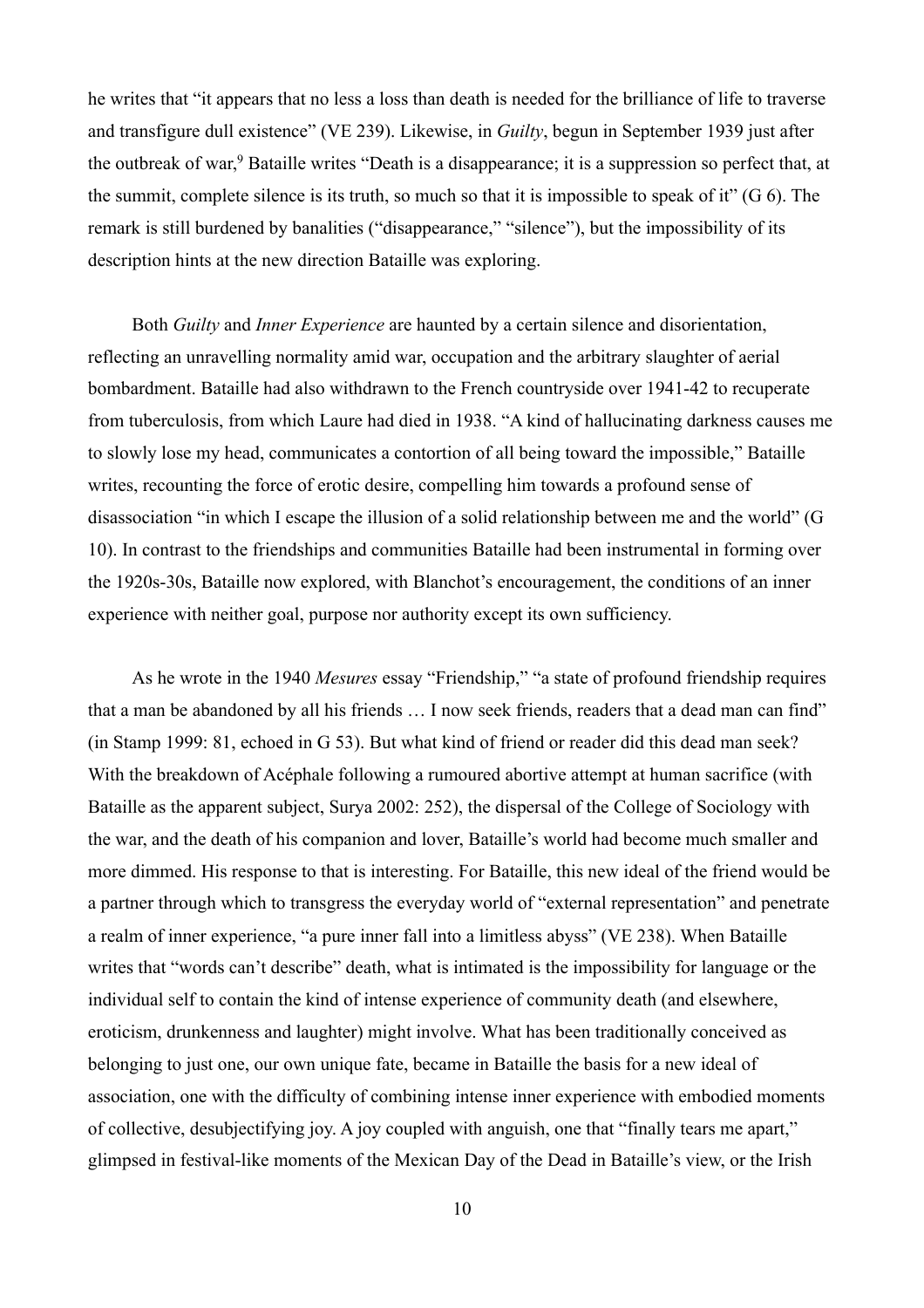he writes that "it appears that no less a loss than death is needed for the brilliance of life to traverse and transfigure dull existence" (VE 239). Likewise, in *Guilty*, begun in September 1939 just after the outbreak of war,[9] Bataille writes "Death is a disappearance; it is a suppression so perfect that, at the summit, complete silence is its truth, so much so that it is impossible to speak of it" (G 6). The remark is still burdened by banalities ("disappearance," "silence"), but the impossibility of its description hints at the new direction Bataille was exploring.

Both *Guilty* and *Inner Experience* are haunted by a certain silence and disorientation, reflecting an unravelling normality amid war, occupation and the arbitrary slaughter of aerial bombardment. Bataille had also withdrawn to the French countryside over 1941-42 to recuperate from tuberculosis, from which Laure had died in 1938. "A kind of hallucinating darkness causes me to slowly lose my head, communicates a contortion of all being toward the impossible," Bataille writes, recounting the force of erotic desire, compelling him towards a profound sense of disassociation "in which I escape the illusion of a solid relationship between me and the world" (G 10). In contrast to the friendships and communities Bataille had been instrumental in forming over the 1920s-30s, Bataille now explored, with Blanchot's encouragement, the conditions of an inner experience with neither goal, purpose nor authority except its own sufficiency.

As he wrote in the 1940 *Mesures* essay "Friendship," "a state of profound friendship requires that a man be abandoned by all his friends … I now seek friends, readers that a dead man can find" (in Stamp 1999: 81, echoed in G 53). But what kind of friend or reader did this dead man seek? With the breakdown of Acéphale following a rumoured abortive attempt at human sacrifice (with Bataille as the apparent subject, Surya 2002: 252), the dispersal of the College of Sociology with the war, and the death of his companion and lover, Bataille's world had become much smaller and more dimmed. His response to that is interesting. For Bataille, this new ideal of the friend would be a partner through which to transgress the everyday world of "external representation" and penetrate a realm of inner experience, "a pure inner fall into a limitless abyss" (VE 238). When Bataille writes that "words can't describe" death, what is intimated is the impossibility for language or the individual self to contain the kind of intense experience of community death (and elsewhere, eroticism, drunkenness and laughter) might involve. What has been traditionally conceived as belonging to just one, our own unique fate, became in Bataille the basis for a new ideal of association, one with the difficulty of combining intense inner experience with embodied moments of collective, desubjectifying joy. A joy coupled with anguish, one that "finally tears me apart," glimpsed in festival-like moments of the Mexican Day of the Dead in Bataille's view, or the Irish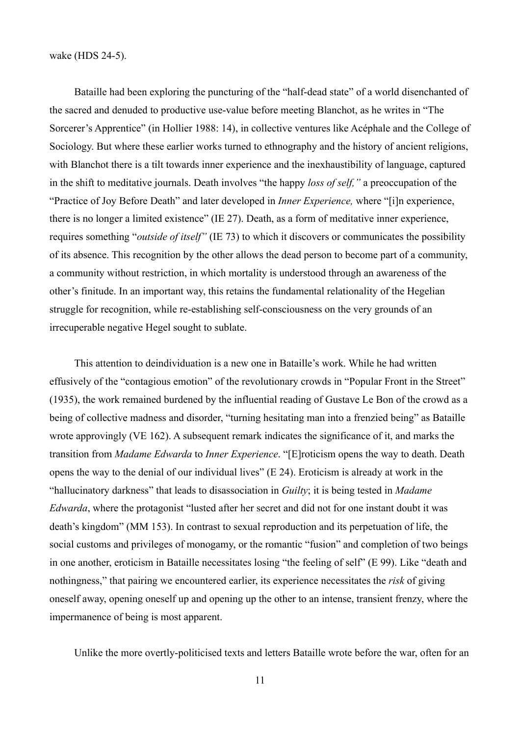wake (HDS 24-5).

Bataille had been exploring the puncturing of the "half-dead state" of a world disenchanted of the sacred and denuded to productive use-value before meeting Blanchot, as he writes in "The Sorcerer's Apprentice" (in Hollier 1988: 14), in collective ventures like Acéphale and the College of Sociology. But where these earlier works turned to ethnography and the history of ancient religions, with Blanchot there is a tilt towards inner experience and the inexhaustibility of language, captured in the shift to meditative journals. Death involves "the happy *loss of self,"* a preoccupation of the "Practice of Joy Before Death" and later developed in *Inner Experience,* where "[i]n experience, there is no longer a limited existence" (IE 27). Death, as a form of meditative inner experience, requires something "*outside of itself"* (IE 73) to which it discovers or communicates the possibility of its absence. This recognition by the other allows the dead person to become part of a community, a community without restriction, in which mortality is understood through an awareness of the other's finitude. In an important way, this retains the fundamental relationality of the Hegelian struggle for recognition, while re-establishing self-consciousness on the very grounds of an irrecuperable negative Hegel sought to sublate.

This attention to deindividuation is a new one in Bataille's work. While he had written effusively of the "contagious emotion" of the revolutionary crowds in "Popular Front in the Street" (1935), the work remained burdened by the influential reading of Gustave Le Bon of the crowd as a being of collective madness and disorder, "turning hesitating man into a frenzied being" as Bataille wrote approvingly (VE 162). A subsequent remark indicates the significance of it, and marks the transition from *Madame Edwarda* to *Inner Experience*. "[E]roticism opens the way to death. Death opens the way to the denial of our individual lives" (E 24). Eroticism is already at work in the "hallucinatory darkness" that leads to disassociation in *Guilty*; it is being tested in *Madame Edwarda*, where the protagonist "lusted after her secret and did not for one instant doubt it was death's kingdom" (MM 153). In contrast to sexual reproduction and its perpetuation of life, the social customs and privileges of monogamy, or the romantic "fusion" and completion of two beings in one another, eroticism in Bataille necessitates losing "the feeling of self" (E 99). Like "death and nothingness," that pairing we encountered earlier, its experience necessitates the *risk* of giving oneself away, opening oneself up and opening up the other to an intense, transient frenzy, where the impermanence of being is most apparent.

Unlike the more overtly-politicised texts and letters Bataille wrote before the war, often for an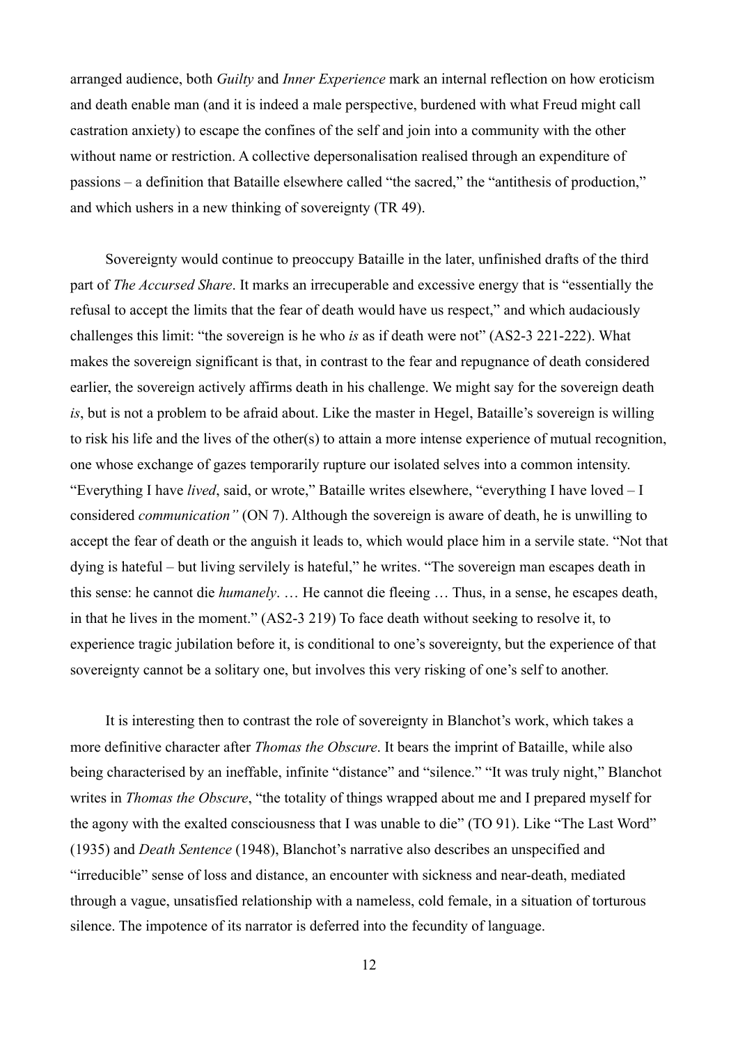arranged audience, both *Guilty* and *Inner Experience* mark an internal reflection on how eroticism and death enable man (and it is indeed a male perspective, burdened with what Freud might call castration anxiety) to escape the confines of the self and join into a community with the other without name or restriction. A collective depersonalisation realised through an expenditure of passions – a definition that Bataille elsewhere called "the sacred," the "antithesis of production," and which ushers in a new thinking of sovereignty (TR 49).

Sovereignty would continue to preoccupy Bataille in the later, unfinished drafts of the third part of *The Accursed Share*. It marks an irrecuperable and excessive energy that is "essentially the refusal to accept the limits that the fear of death would have us respect," and which audaciously challenges this limit: "the sovereign is he who *is* as if death were not" (AS2-3 221-222). What makes the sovereign significant is that, in contrast to the fear and repugnance of death considered earlier, the sovereign actively affirms death in his challenge. We might say for the sovereign death *is*, but is not a problem to be afraid about. Like the master in Hegel, Bataille's sovereign is willing to risk his life and the lives of the other(s) to attain a more intense experience of mutual recognition, one whose exchange of gazes temporarily rupture our isolated selves into a common intensity. "Everything I have *lived*, said, or wrote," Bataille writes elsewhere, "everything I have loved – I considered *communication"* (ON 7). Although the sovereign is aware of death, he is unwilling to accept the fear of death or the anguish it leads to, which would place him in a servile state. "Not that dying is hateful – but living servilely is hateful," he writes. "The sovereign man escapes death in this sense: he cannot die *humanely*. … He cannot die fleeing … Thus, in a sense, he escapes death, in that he lives in the moment." (AS2-3 219) To face death without seeking to resolve it, to experience tragic jubilation before it, is conditional to one's sovereignty, but the experience of that sovereignty cannot be a solitary one, but involves this very risking of one's self to another.

It is interesting then to contrast the role of sovereignty in Blanchot's work, which takes a more definitive character after *Thomas the Obscure*. It bears the imprint of Bataille, while also being characterised by an ineffable, infinite "distance" and "silence." "It was truly night," Blanchot writes in *Thomas the Obscure*, "the totality of things wrapped about me and I prepared myself for the agony with the exalted consciousness that I was unable to die" (TO 91). Like "The Last Word" (1935) and *Death Sentence* (1948), Blanchot's narrative also describes an unspecified and "irreducible" sense of loss and distance, an encounter with sickness and near-death, mediated through a vague, unsatisfied relationship with a nameless, cold female, in a situation of torturous silence. The impotence of its narrator is deferred into the fecundity of language.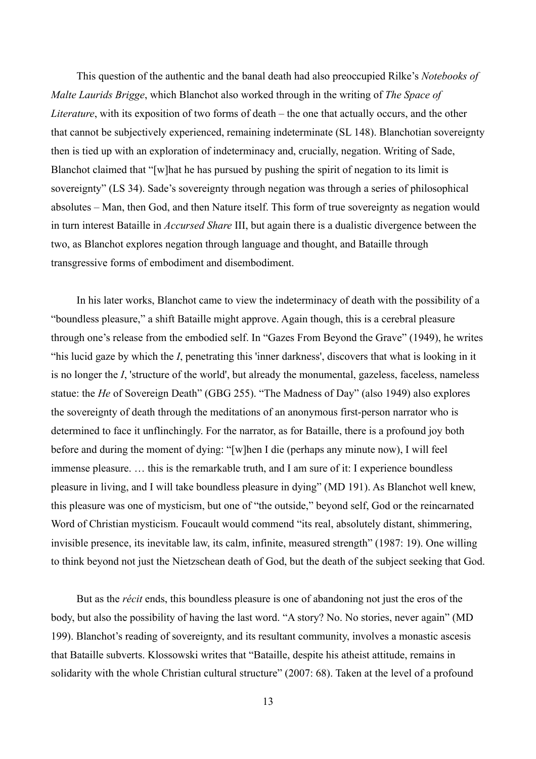This question of the authentic and the banal death had also preoccupied Rilke's *Notebooks of Malte Laurids Brigge*, which Blanchot also worked through in the writing of *The Space of Literature*, with its exposition of two forms of death – the one that actually occurs, and the other that cannot be subjectively experienced, remaining indeterminate (SL 148). Blanchotian sovereignty then is tied up with an exploration of indeterminacy and, crucially, negation. Writing of Sade, Blanchot claimed that "[w]hat he has pursued by pushing the spirit of negation to its limit is sovereignty" (LS 34). Sade's sovereignty through negation was through a series of philosophical absolutes – Man, then God, and then Nature itself. This form of true sovereignty as negation would in turn interest Bataille in *Accursed Share* III, but again there is a dualistic divergence between the two, as Blanchot explores negation through language and thought, and Bataille through transgressive forms of embodiment and disembodiment.

In his later works, Blanchot came to view the indeterminacy of death with the possibility of a "boundless pleasure," a shift Bataille might approve. Again though, this is a cerebral pleasure through one's release from the embodied self. In "Gazes From Beyond the Grave" (1949), he writes "his lucid gaze by which the *I*, penetrating this 'inner darkness', discovers that what is looking in it is no longer the *I*, 'structure of the world', but already the monumental, gazeless, faceless, nameless statue: the *He* of Sovereign Death" (GBG 255). "The Madness of Day" (also 1949) also explores the sovereignty of death through the meditations of an anonymous first-person narrator who is determined to face it unflinchingly. For the narrator, as for Bataille, there is a profound joy both before and during the moment of dying: "[w]hen I die (perhaps any minute now), I will feel immense pleasure. … this is the remarkable truth, and I am sure of it: I experience boundless pleasure in living, and I will take boundless pleasure in dying" (MD 191). As Blanchot well knew, this pleasure was one of mysticism, but one of "the outside," beyond self, God or the reincarnated Word of Christian mysticism. Foucault would commend "its real, absolutely distant, shimmering, invisible presence, its inevitable law, its calm, infinite, measured strength" (1987: 19). One willing to think beyond not just the Nietzschean death of God, but the death of the subject seeking that God.

But as the *récit* ends, this boundless pleasure is one of abandoning not just the eros of the body, but also the possibility of having the last word. "A story? No. No stories, never again" (MD 199). Blanchot's reading of sovereignty, and its resultant community, involves a monastic ascesis that Bataille subverts. Klossowski writes that "Bataille, despite his atheist attitude, remains in solidarity with the whole Christian cultural structure" (2007: 68). Taken at the level of a profound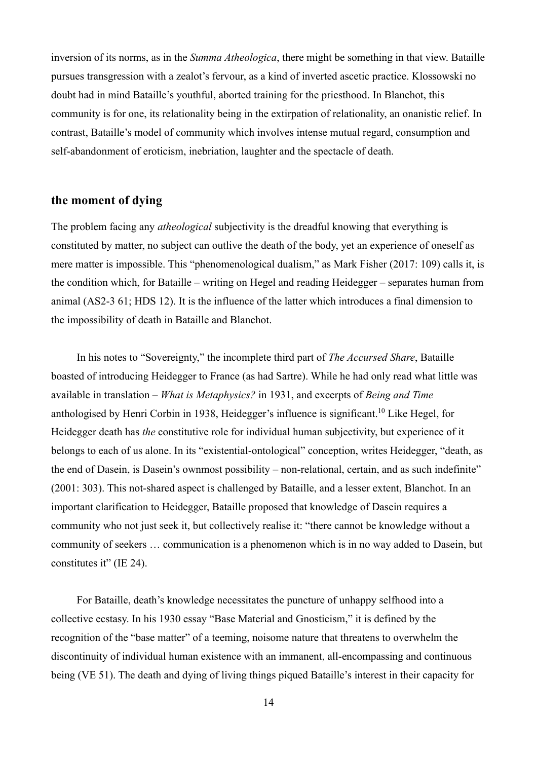inversion of its norms, as in the *Summa Atheologica*, there might be something in that view. Bataille pursues transgression with a zealot's fervour, as a kind of inverted ascetic practice. Klossowski no doubt had in mind Bataille's youthful, aborted training for the priesthood. In Blanchot, this community is for one, its relationality being in the extirpation of relationality, an onanistic relief. In contrast, Bataille's model of community which involves intense mutual regard, consumption and self-abandonment of eroticism, inebriation, laughter and the spectacle of death.

## the moment of dying

The problem facing any *atheological* subjectivity is the dreadful knowing that everything is constituted by matter, no subject can outlive the death of the body, yet an experience of oneself as mere matter is impossible. This "phenomenological dualism," as Mark Fisher (2017: 109) calls it, is the condition which, for Bataille – writing on Hegel and reading Heidegger – separates human from animal (AS2-3 61; HDS 12). It is the influence of the latter which introduces a final dimension to the impossibility of death in Bataille and Blanchot.

In his notes to "Sovereignty," the incomplete third part of *The Accursed Share*, Bataille boasted of introducing Heidegger to France (as had Sartre). While he had only read what little was available in translation – *What is Metaphysics?* in 1931, and excerpts of *Being and Time* anthologised by Henri Corbin in 1938, Heidegger's influence is significant.[10] Like Hegel, for Heidegger death has *the* constitutive role for individual human subjectivity, but experience of it belongs to each of us alone. In its "existential-ontological" conception, writes Heidegger, "death, as the end of Dasein, is Dasein's ownmost possibility – non-relational, certain, and as such indefinite" (2001: 303). This not-shared aspect is challenged by Bataille, and a lesser extent, Blanchot. In an important clarification to Heidegger, Bataille proposed that knowledge of Dasein requires a community who not just seek it, but collectively realise it: "there cannot be knowledge without a community of seekers … communication is a phenomenon which is in no way added to Dasein, but constitutes it" (IE 24).

For Bataille, death's knowledge necessitates the puncture of unhappy selfhood into a collective ecstasy. In his 1930 essay "Base Material and Gnosticism," it is defined by the recognition of the "base matter" of a teeming, noisome nature that threatens to overwhelm the discontinuity of individual human existence with an immanent, all-encompassing and continuous being (VE 51). The death and dying of living things piqued Bataille's interest in their capacity for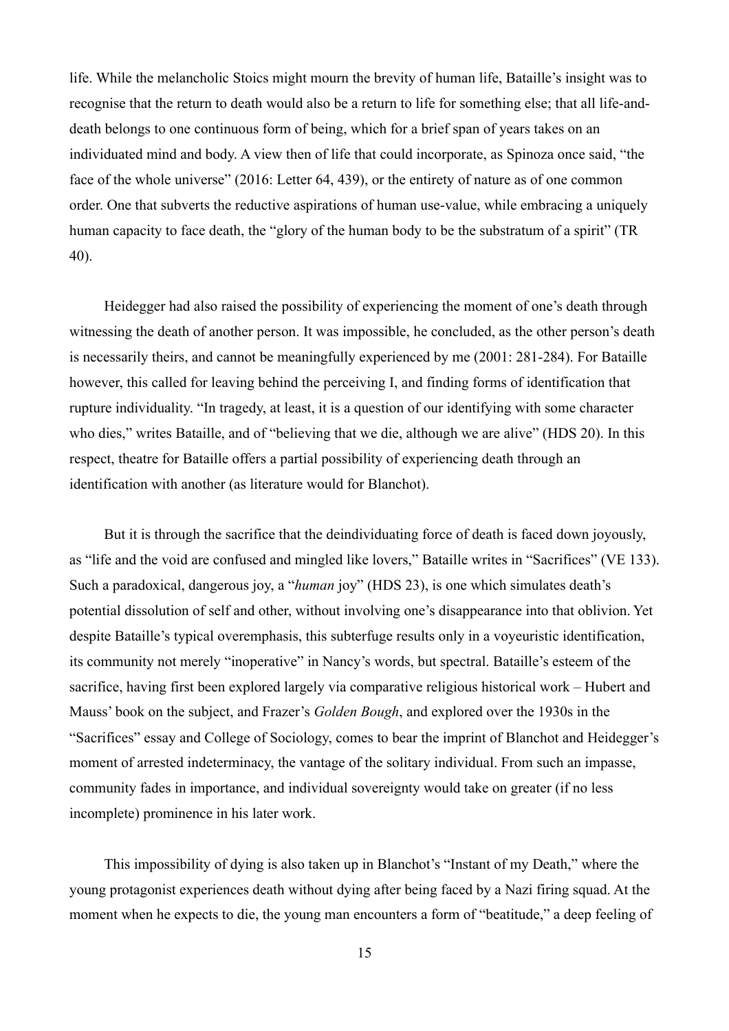life. While the melancholic Stoics might mourn the brevity of human life, Bataille's insight was to recognise that the return to death would also be a return to life for something else; that all life-and-death belongs to one continuous form of being, which for a brief span of years takes on an individuated mind and body. A view then of life that could incorporate, as Spinoza once said, "the face of the whole universe" (2016: Letter 64, 439), or the entirety of nature as of one common order. One that subverts the reductive aspirations of human use-value, while embracing a uniquely human capacity to face death, the "glory of the human body to be the substratum of a spirit" (TR 40).

Heidegger had also raised the possibility of experiencing the moment of one's death through witnessing the death of another person. It was impossible, he concluded, as the other person's death is necessarily theirs, and cannot be meaningfully experienced by me (2001: 281-284). For Bataille however, this called for leaving behind the perceiving I, and finding forms of identification that rupture individuality. "In tragedy, at least, it is a question of our identifying with some character who dies," writes Bataille, and of "believing that we die, although we are alive" (HDS 20). In this respect, theatre for Bataille offers a partial possibility of experiencing death through an identification with another (as literature would for Blanchot).

But it is through the sacrifice that the deindividuating force of death is faced down joyously, as "life and the void are confused and mingled like lovers," Bataille writes in "Sacrifices" (VE 133). Such a paradoxical, dangerous joy, a "*human* joy" (HDS 23), is one which simulates death's potential dissolution of self and other, without involving one's disappearance into that oblivion. Yet despite Bataille's typical overemphasis, this subterfuge results only in a voyeuristic identification, its community not merely "inoperative" in Nancy's words, but spectral. Bataille's esteem of the sacrifice, having first been explored largely via comparative religious historical work – Hubert and Mauss' book on the subject, and Frazer's *Golden Bough*, and explored over the 1930s in the "Sacrifices" essay and College of Sociology, comes to bear the imprint of Blanchot and Heidegger's moment of arrested indeterminacy, the vantage of the solitary individual. From such an impasse, community fades in importance, and individual sovereignty would take on greater (if no less incomplete) prominence in his later work.

This impossibility of dying is also taken up in Blanchot's "Instant of my Death," where the young protagonist experiences death without dying after being faced by a Nazi firing squad. At the moment when he expects to die, the young man encounters a form of "beatitude," a deep feeling of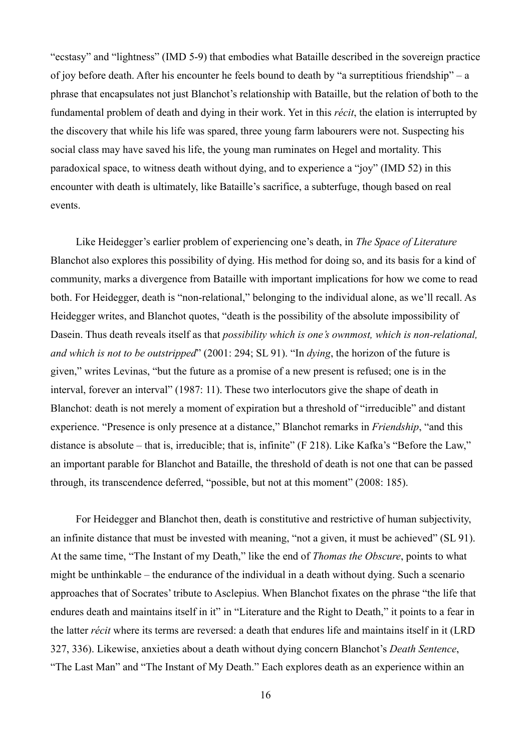"ecstasy" and "lightness" (IMD 5-9) that embodies what Bataille described in the sovereign practice of joy before death. After his encounter he feels bound to death by "a surreptitious friendship" – a phrase that encapsulates not just Blanchot's relationship with Bataille, but the relation of both to the fundamental problem of death and dying in their work. Yet in this *récit*, the elation is interrupted by the discovery that while his life was spared, three young farm labourers were not. Suspecting his social class may have saved his life, the young man ruminates on Hegel and mortality. This paradoxical space, to witness death without dying, and to experience a "joy" (IMD 52) in this encounter with death is ultimately, like Bataille's sacrifice, a subterfuge, though based on real events.

Like Heidegger's earlier problem of experiencing one's death, in *The Space of Literature* Blanchot also explores this possibility of dying. His method for doing so, and its basis for a kind of community, marks a divergence from Bataille with important implications for how we come to read both. For Heidegger, death is "non-relational," belonging to the individual alone, as we'll recall. As Heidegger writes, and Blanchot quotes, "death is the possibility of the absolute impossibility of Dasein. Thus death reveals itself as that *possibility which is one's ownmost, which is non-relational, and which is not to be outstripped*" (2001: 294; SL 91). "In *dying*, the horizon of the future is given," writes Levinas, "but the future as a promise of a new present is refused; one is in the interval, forever an interval" (1987: 11). These two interlocutors give the shape of death in Blanchot: death is not merely a moment of expiration but a threshold of "irreducible" and distant experience. "Presence is only presence at a distance," Blanchot remarks in *Friendship*, "and this distance is absolute – that is, irreducible; that is, infinite" (F 218). Like Kafka's "Before the Law," an important parable for Blanchot and Bataille, the threshold of death is not one that can be passed through, its transcendence deferred, "possible, but not at this moment" (2008: 185).

For Heidegger and Blanchot then, death is constitutive and restrictive of human subjectivity, an infinite distance that must be invested with meaning, "not a given, it must be achieved" (SL 91). At the same time, "The Instant of my Death," like the end of *Thomas the Obscure*, points to what might be unthinkable – the endurance of the individual in a death without dying. Such a scenario approaches that of Socrates' tribute to Asclepius. When Blanchot fixates on the phrase "the life that endures death and maintains itself in it" in "Literature and the Right to Death," it points to a fear in the latter *récit* where its terms are reversed: a death that endures life and maintains itself in it (LRD 327, 336). Likewise, anxieties about a death without dying concern Blanchot's *Death Sentence*, "The Last Man" and "The Instant of My Death." Each explores death as an experience within an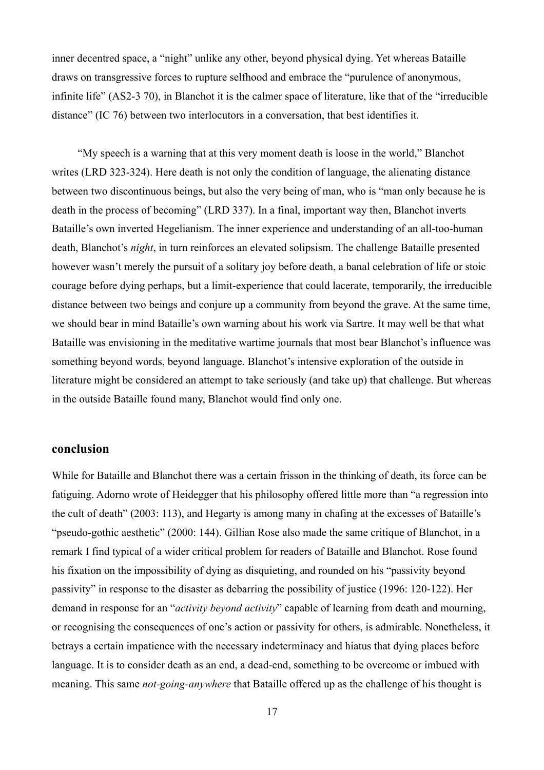inner decentred space, a "night" unlike any other, beyond physical dying. Yet whereas Bataille draws on transgressive forces to rupture selfhood and embrace the "purulence of anonymous, infinite life" (AS2-3 70), in Blanchot it is the calmer space of literature, like that of the "irreducible distance" (IC 76) between two interlocutors in a conversation, that best identifies it.

"My speech is a warning that at this very moment death is loose in the world," Blanchot writes (LRD 323-324). Here death is not only the condition of language, the alienating distance between two discontinuous beings, but also the very being of man, who is "man only because he is death in the process of becoming" (LRD 337). In a final, important way then, Blanchot inverts Bataille's own inverted Hegelianism. The inner experience and understanding of an all-too-human death, Blanchot's *night*, in turn reinforces an elevated solipsism. The challenge Bataille presented however wasn't merely the pursuit of a solitary joy before death, a banal celebration of life or stoic courage before dying perhaps, but a limit-experience that could lacerate, temporarily, the irreducible distance between two beings and conjure up a community from beyond the grave. At the same time, we should bear in mind Bataille's own warning about his work via Sartre. It may well be that what Bataille was envisioning in the meditative wartime journals that most bear Blanchot's influence was something beyond words, beyond language. Blanchot's intensive exploration of the outside in literature might be considered an attempt to take seriously (and take up) that challenge. But whereas in the outside Bataille found many, Blanchot would find only one.

## conclusion

While for Bataille and Blanchot there was a certain frisson in the thinking of death, its force can be fatiguing. Adorno wrote of Heidegger that his philosophy offered little more than "a regression into the cult of death" (2003: 113), and Hegarty is among many in chafing at the excesses of Bataille's "pseudo-gothic aesthetic" (2000: 144). Gillian Rose also made the same critique of Blanchot, in a remark I find typical of a wider critical problem for readers of Bataille and Blanchot. Rose found his fixation on the impossibility of dying as disquieting, and rounded on his "passivity beyond passivity" in response to the disaster as debarring the possibility of justice (1996: 120-122). Her demand in response for an "*activity beyond activity*" capable of learning from death and mourning, or recognising the consequences of one's action or passivity for others, is admirable. Nonetheless, it betrays a certain impatience with the necessary indeterminacy and hiatus that dying places before language. It is to consider death as an end, a dead-end, something to be overcome or imbued with meaning. This same *not-going-anywhere* that Bataille offered up as the challenge of his thought is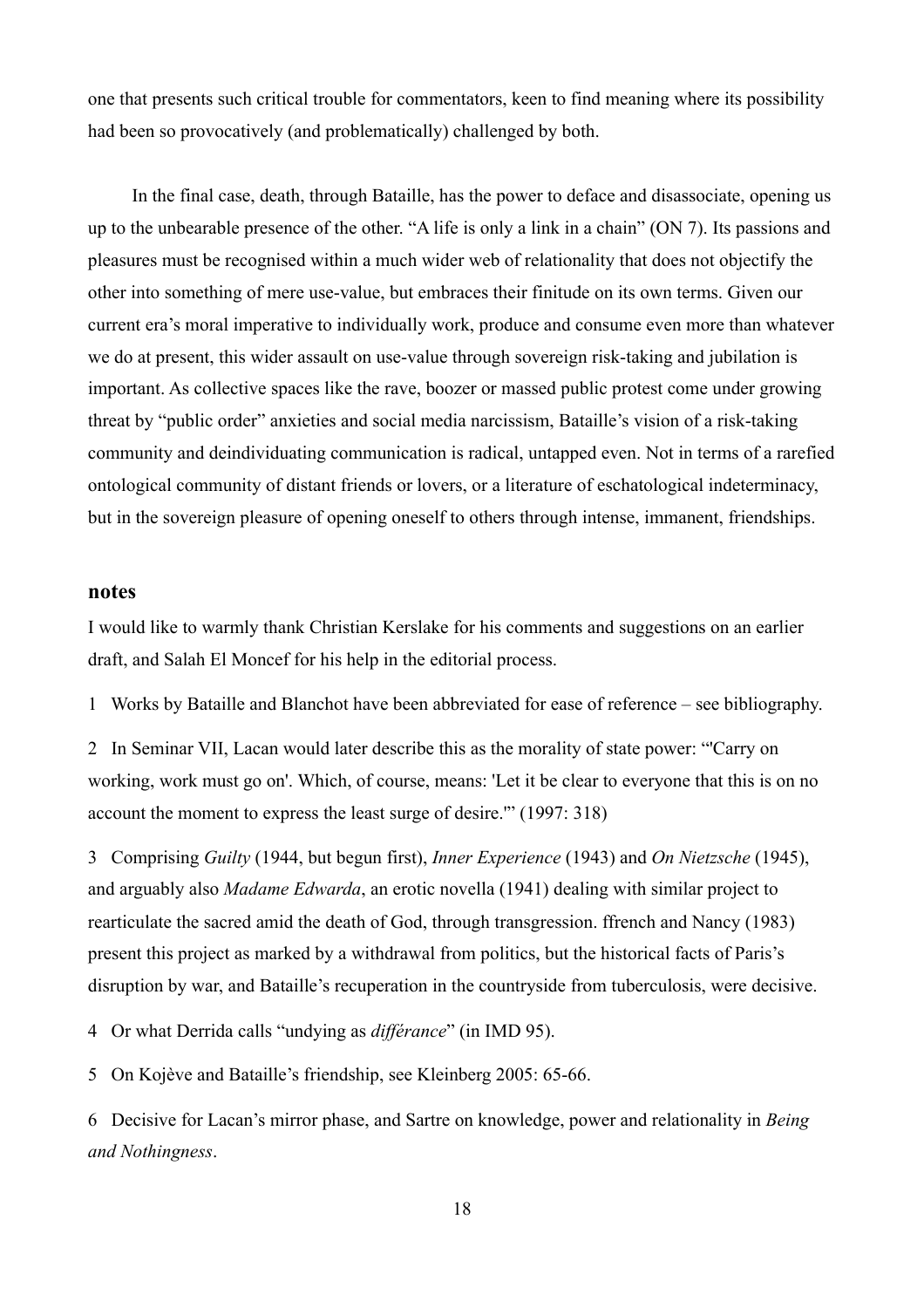one that presents such critical trouble for commentators, keen to find meaning where its possibility had been so provocatively (and problematically) challenged by both.

In the final case, death, through Bataille, has the power to deface and disassociate, opening us up to the unbearable presence of the other. "A life is only a link in a chain" (ON 7). Its passions and pleasures must be recognised within a much wider web of relationality that does not objectify the other into something of mere use-value, but embraces their finitude on its own terms. Given our current era's moral imperative to individually work, produce and consume even more than whatever we do at present, this wider assault on use-value through sovereign risk-taking and jubilation is important. As collective spaces like the rave, boozer or massed public protest come under growing threat by "public order" anxieties and social media narcissism, Bataille's vision of a risk-taking community and deindividuating communication is radical, untapped even. Not in terms of a rarefied ontological community of distant friends or lovers, or a literature of eschatological indeterminacy, but in the sovereign pleasure of opening oneself to others through intense, immanent, friendships.

## notes

I would like to warmly thank Christian Kerslake for his comments and suggestions on an earlier draft, and Salah El Moncef for his help in the editorial process.

1 Works by Bataille and Blanchot have been abbreviated for ease of reference – see bibliography.

2 In Seminar VII, Lacan would later describe this as the morality of state power: "'Carry on working, work must go on'. Which, of course, means: 'Let it be clear to everyone that this is on no account the moment to express the least surge of desire.'" (1997: 318)

3 Comprising *Guilty* (1944, but begun first), *Inner Experience* (1943) and *On Nietzsche* (1945), and arguably also *Madame Edwarda*, an erotic novella (1941) dealing with similar project to rearticulate the sacred amid the death of God, through transgression. ffrench and Nancy (1983) present this project as marked by a withdrawal from politics, but the historical facts of Paris's disruption by war, and Bataille's recuperation in the countryside from tuberculosis, were decisive.

4 Or what Derrida calls "undying as *différance*" (in IMD 95).

5 On Kojève and Bataille's friendship, see Kleinberg 2005: 65-66.

6 Decisive for Lacan's mirror phase, and Sartre on knowledge, power and relationality in *Being and Nothingness*.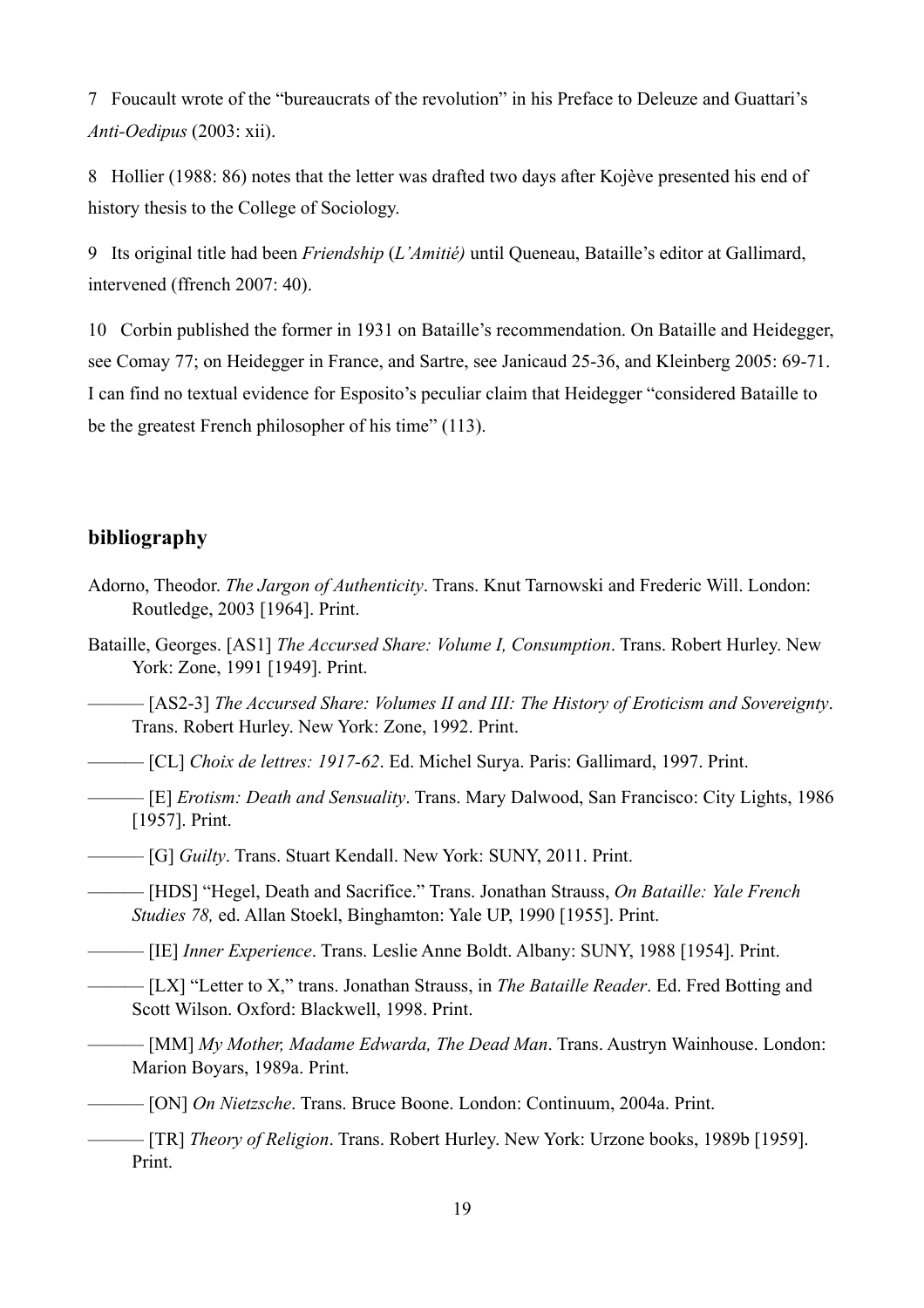7 Foucault wrote of the "bureaucrats of the revolution" in his Preface to Deleuze and Guattari's *Anti-Oedipus* (2003: xii).

8 Hollier (1988: 86) notes that the letter was drafted two days after Kojève presented his end of history thesis to the College of Sociology.

9 Its original title had been *Friendship* (*L'Amitié)* until Queneau, Bataille's editor at Gallimard, intervened (ffrench 2007: 40).

10 Corbin published the former in 1931 on Bataille's recommendation. On Bataille and Heidegger, see Comay 77; on Heidegger in France, and Sartre, see Janicaud 25-36, and Kleinberg 2005: 69-71. I can find no textual evidence for Esposito's peculiar claim that Heidegger "considered Bataille to be the greatest French philosopher of his time" (113).

## bibliography

Adorno, Theodor. *The Jargon of Authenticity*. Trans. Knut Tarnowski and Frederic Will. London: Routledge, 2003 [1964]. Print.

Bataille, Georges. [AS1] *The Accursed Share: Volume I, Consumption*. Trans. Robert Hurley. New York: Zone, 1991 [1949]. Print.

——— [AS2-3] *The Accursed Share: Volumes II and III: The History of Eroticism and Sovereignty*. Trans. Robert Hurley. New York: Zone, 1992. Print.

——— [CL] *Choix de lettres: 1917-62*. Ed. Michel Surya. Paris: Gallimard, 1997. Print.

——— [E] *Erotism: Death and Sensuality*. Trans. Mary Dalwood, San Francisco: City Lights, 1986 [1957]. Print.

——— [G] *Guilty*. Trans. Stuart Kendall. New York: SUNY, 2011. Print.

——— [HDS] "Hegel, Death and Sacrifice." Trans. Jonathan Strauss, *On Bataille: Yale French Studies 78,* ed. Allan Stoekl, Binghamton: Yale UP, 1990 [1955]. Print.

——— [IE] *Inner Experience*. Trans. Leslie Anne Boldt. Albany: SUNY, 1988 [1954]. Print.

——— [LX] "Letter to X," trans. Jonathan Strauss, in *The Bataille Reader*. Ed. Fred Botting and Scott Wilson. Oxford: Blackwell, 1998. Print.

——— [MM] *My Mother, Madame Edwarda, The Dead Man*. Trans. Austryn Wainhouse. London: Marion Boyars, 1989a. Print.

——— [ON] *On Nietzsche*. Trans. Bruce Boone. London: Continuum, 2004a. Print.

——— [TR] *Theory of Religion*. Trans. Robert Hurley. New York: Urzone books, 1989b [1959]. Print.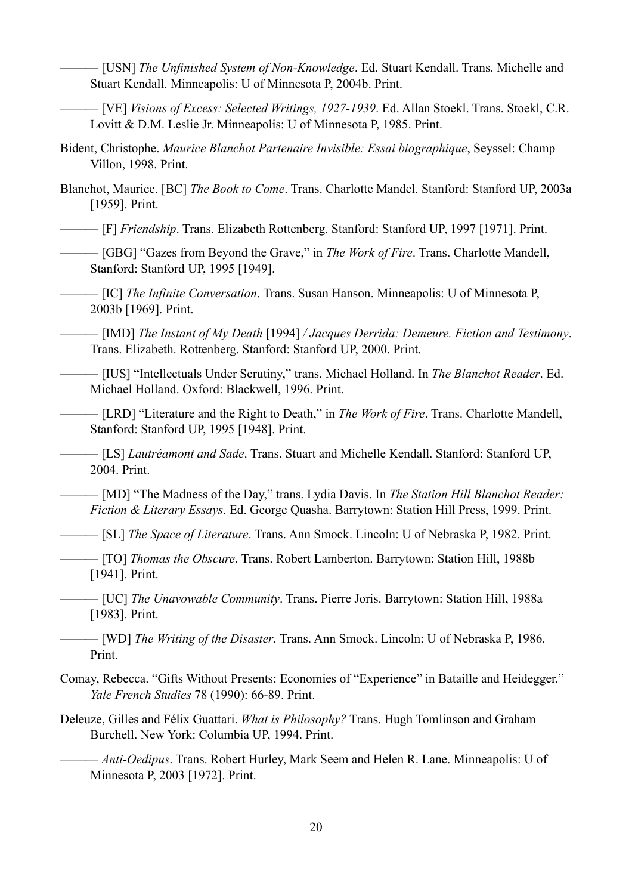——— [USN] *The Unfinished System of Non-Knowledge*. Ed. Stuart Kendall. Trans. Michelle and Stuart Kendall. Minneapolis: U of Minnesota P, 2004b. Print.

——— [VE] *Visions of Excess: Selected Writings, 1927-1939*. Ed. Allan Stoekl. Trans. Stoekl, C.R. Lovitt & D.M. Leslie Jr. Minneapolis: U of Minnesota P, 1985. Print.

Bident, Christophe. *Maurice Blanchot Partenaire Invisible: Essai biographique*, Seyssel: Champ Villon, 1998. Print.

Blanchot, Maurice. [BC] *The Book to Come*. Trans. Charlotte Mandel. Stanford: Stanford UP, 2003a [1959]. Print.

——— [F] *Friendship*. Trans. Elizabeth Rottenberg. Stanford: Stanford UP, 1997 [1971]. Print.

——— [GBG] "Gazes from Beyond the Grave," in *The Work of Fire*. Trans. Charlotte Mandell, Stanford: Stanford UP, 1995 [1949].

——— [IC] *The Infinite Conversation*. Trans. Susan Hanson. Minneapolis: U of Minnesota P, 2003b [1969]. Print.

——— [IMD] *The Instant of My Death* [1994] */ Jacques Derrida: Demeure. Fiction and Testimony*. Trans. Elizabeth. Rottenberg. Stanford: Stanford UP, 2000. Print.

——— [IUS] "Intellectuals Under Scrutiny," trans. Michael Holland. In *The Blanchot Reader*. Ed. Michael Holland. Oxford: Blackwell, 1996. Print.

——— [LRD] "Literature and the Right to Death," in *The Work of Fire*. Trans. Charlotte Mandell, Stanford: Stanford UP, 1995 [1948]. Print.

——— [LS] *Lautréamont and Sade*. Trans. Stuart and Michelle Kendall. Stanford: Stanford UP, 2004. Print.

——— [MD] "The Madness of the Day," trans. Lydia Davis. In *The Station Hill Blanchot Reader: Fiction & Literary Essays*. Ed. George Quasha. Barrytown: Station Hill Press, 1999. Print.

——— [SL] *The Space of Literature*. Trans. Ann Smock. Lincoln: U of Nebraska P, 1982. Print.

——— [TO] *Thomas the Obscure*. Trans. Robert Lamberton. Barrytown: Station Hill, 1988b [1941]. Print.

——— [UC] *The Unavowable Community*. Trans. Pierre Joris. Barrytown: Station Hill, 1988a [1983]. Print.

——— [WD] *The Writing of the Disaster*. Trans. Ann Smock. Lincoln: U of Nebraska P, 1986. Print.

Comay, Rebecca. "Gifts Without Presents: Economies of "Experience" in Bataille and Heidegger." *Yale French Studies* 78 (1990): 66-89. Print.

Deleuze, Gilles and Félix Guattari. *What is Philosophy?* Trans. Hugh Tomlinson and Graham Burchell. New York: Columbia UP, 1994. Print.

——— *Anti-Oedipus*. Trans. Robert Hurley, Mark Seem and Helen R. Lane. Minneapolis: U of Minnesota P, 2003 [1972]. Print.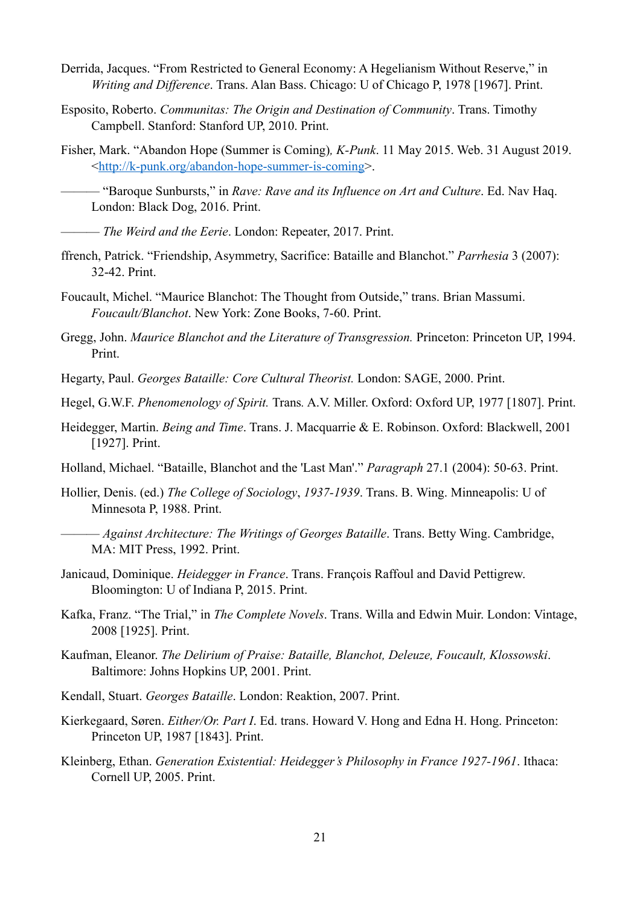Derrida, Jacques. "From Restricted to General Economy: A Hegelianism Without Reserve," in *Writing and Difference*. Trans. Alan Bass. Chicago: U of Chicago P, 1978 [1967]. Print.

Esposito, Roberto. *Communitas: The Origin and Destination of Community*. Trans. Timothy Campbell. Stanford: Stanford UP, 2010. Print.

Fisher, Mark. "Abandon Hope (Summer is Coming), *K-Punk*. 11 May 2015. Web. 31 August 2019. <http://k-punk.org/abandon-hope-summer-is-coming>.

——— "Baroque Sunbursts," in *Rave: Rave and its Influence on Art and Culture*. Ed. Nav Haq. London: Black Dog, 2016. Print.

——— *The Weird and the Eerie*. London: Repeater, 2017. Print.

ffrench, Patrick. "Friendship, Asymmetry, Sacrifice: Bataille and Blanchot." *Parrhesia* 3 (2007): 32-42. Print.

Foucault, Michel. "Maurice Blanchot: The Thought from Outside," trans. Brian Massumi. *Foucault/Blanchot*. New York: Zone Books, 7-60. Print.

Gregg, John. *Maurice Blanchot and the Literature of Transgression.* Princeton: Princeton UP, 1994. Print.

Hegarty, Paul. *Georges Bataille: Core Cultural Theorist.* London: SAGE, 2000. Print.

Hegel, G.W.F. *Phenomenology of Spirit.* Trans*.* A.V. Miller. Oxford: Oxford UP, 1977 [1807]. Print.

Heidegger, Martin. *Being and Time*. Trans. J. Macquarrie & E. Robinson. Oxford: Blackwell, 2001 [1927]. Print.

Holland, Michael. "Bataille, Blanchot and the 'Last Man'." *Paragraph* 27.1 (2004): 50-63. Print.

Hollier, Denis. (ed.) *The College of Sociology*, *1937-1939*. Trans. B. Wing. Minneapolis: U of Minnesota P, 1988. Print.

——— *Against Architecture: The Writings of Georges Bataille*. Trans. Betty Wing. Cambridge, MA: MIT Press, 1992. Print.

Janicaud, Dominique. *Heidegger in France*. Trans. François Raffoul and David Pettigrew. Bloomington: U of Indiana P, 2015. Print.

Kafka, Franz. "The Trial," in *The Complete Novels*. Trans. Willa and Edwin Muir. London: Vintage, 2008 [1925]. Print.

Kaufman, Eleanor. *The Delirium of Praise: Bataille, Blanchot, Deleuze, Foucault, Klossowski*. Baltimore: Johns Hopkins UP, 2001. Print.

Kendall, Stuart. *Georges Bataille*. London: Reaktion, 2007. Print.

Kierkegaard, Søren. *Either/Or. Part I*. Ed. trans. Howard V. Hong and Edna H. Hong. Princeton: Princeton UP, 1987 [1843]. Print.

Kleinberg, Ethan. *Generation Existential: Heidegger's Philosophy in France 1927-1961*. Ithaca: Cornell UP, 2005. Print.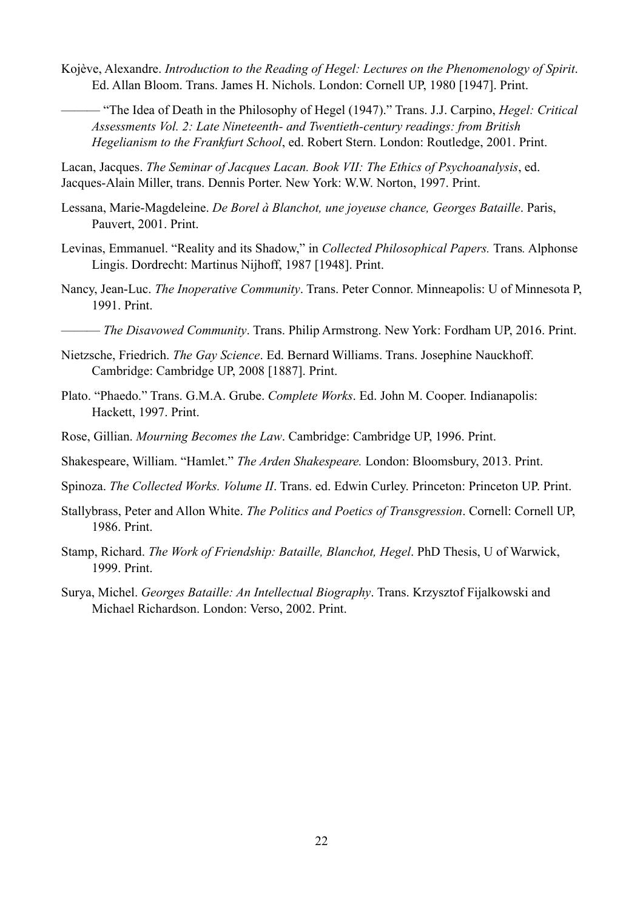Kojève, Alexandre. *Introduction to the Reading of Hegel: Lectures on the Phenomenology of Spirit*. Ed. Allan Bloom. Trans. James H. Nichols. London: Cornell UP, 1980 [1947]. Print.

——— "The Idea of Death in the Philosophy of Hegel (1947)." Trans. J.J. Carpino, *Hegel: Critical Assessments Vol. 2: Late Nineteenth- and Twentieth-century readings: from British Hegelianism to the Frankfurt School*, ed. Robert Stern. London: Routledge, 2001. Print.

Lacan, Jacques. *The Seminar of Jacques Lacan. Book VII: The Ethics of Psychoanalysis*, ed. Jacques-Alain Miller, trans. Dennis Porter. New York: W.W. Norton, 1997. Print.

Lessana, Marie-Magdeleine. *De Borel à Blanchot, une joyeuse chance, Georges Bataille*. Paris, Pauvert, 2001. Print.

Levinas, Emmanuel. "Reality and its Shadow," in *Collected Philosophical Papers.* Trans*.* Alphonse Lingis. Dordrecht: Martinus Nijhoff, 1987 [1948]. Print.

Nancy, Jean-Luc. *The Inoperative Community*. Trans. Peter Connor. Minneapolis: U of Minnesota P, 1991. Print.

——— *The Disavowed Community*. Trans. Philip Armstrong. New York: Fordham UP, 2016. Print.

Nietzsche, Friedrich. *The Gay Science*. Ed. Bernard Williams. Trans. Josephine Nauckhoff. Cambridge: Cambridge UP, 2008 [1887]. Print.

Plato. "Phaedo." Trans. G.M.A. Grube. *Complete Works*. Ed. John M. Cooper. Indianapolis: Hackett, 1997. Print.

Rose, Gillian. *Mourning Becomes the Law*. Cambridge: Cambridge UP, 1996. Print.

Shakespeare, William. "Hamlet." *The Arden Shakespeare.* London: Bloomsbury, 2013. Print.

Spinoza. *The Collected Works. Volume II*. Trans. ed. Edwin Curley. Princeton: Princeton UP. Print.

Stallybrass, Peter and Allon White. *The Politics and Poetics of Transgression*. Cornell: Cornell UP, 1986. Print.

Stamp, Richard. *The Work of Friendship: Bataille, Blanchot, Hegel*. PhD Thesis, U of Warwick, 1999. Print.

Surya, Michel. *Georges Bataille: An Intellectual Biography*. Trans. Krzysztof Fijalkowski and Michael Richardson. London: Verso, 2002. Print.